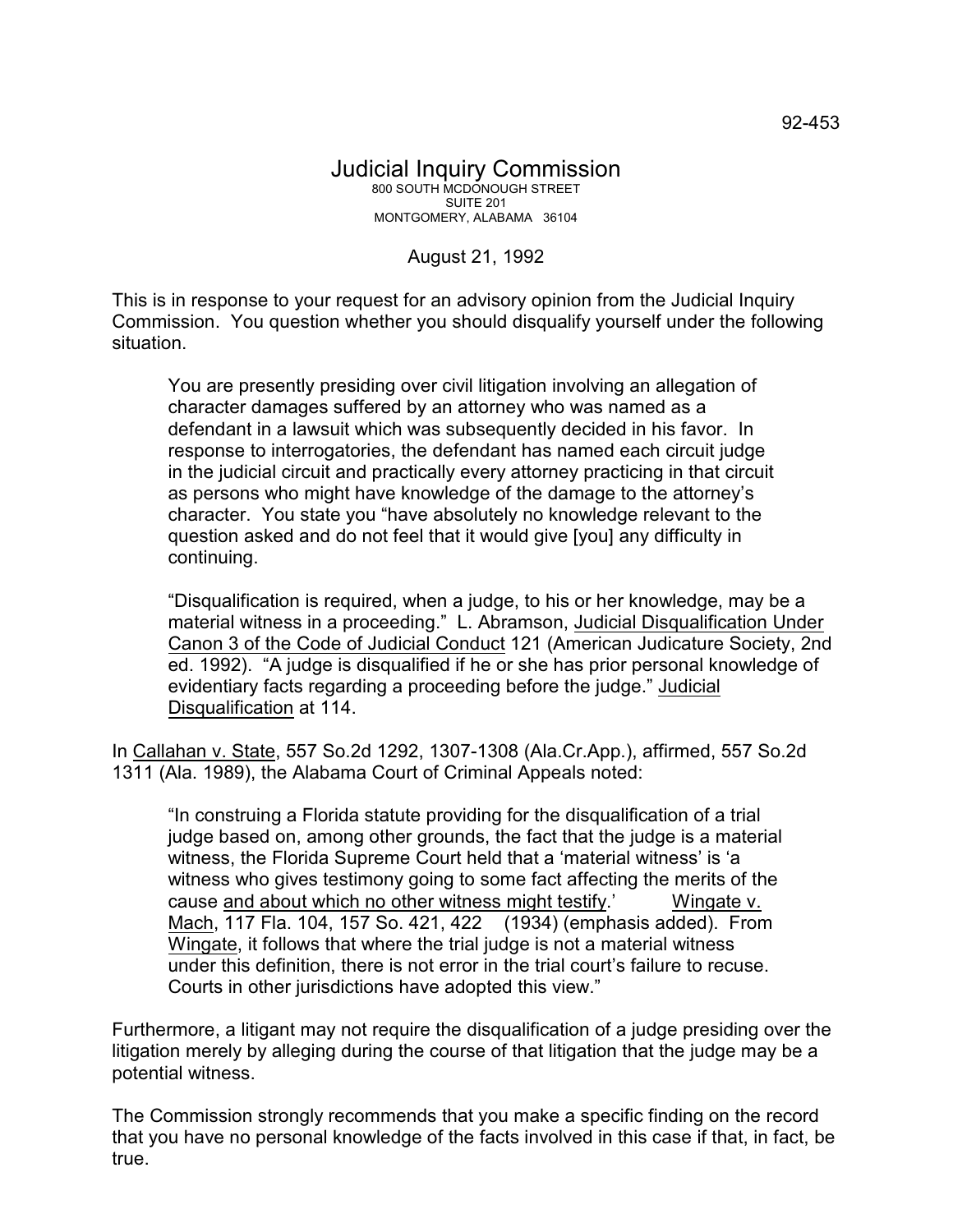92-453

# Judicial Inquiry Commission

800 SOUTH MCDONOUGH STREET
SUITE 201
MONTGOMERY, ALABAMA 36104

August 21, 1992

This is in response to your request for an advisory opinion from the Judicial Inquiry Commission. You question whether you should disqualify yourself under the following situation.

> You are presently presiding over civil litigation involving an allegation of character damages suffered by an attorney who was named as a defendant in a lawsuit which was subsequently decided in his favor. In response to interrogatories, the defendant has named each circuit judge in the judicial circuit and practically every attorney practicing in that circuit as persons who might have knowledge of the damage to the attorney's character. You state you "have absolutely no knowledge relevant to the question asked and do not feel that it would give [you] any difficulty in continuing.
>
> "Disqualification is required, when a judge, to his or her knowledge, may be a material witness in a proceeding." L. Abramson, Judicial Disqualification Under Canon 3 of the Code of Judicial Conduct 121 (American Judicature Society, 2nd ed. 1992). "A judge is disqualified if he or she has prior personal knowledge of evidentiary facts regarding a proceeding before the judge." Judicial Disqualification at 114.

In Callahan v. State, 557 So.2d 1292, 1307-1308 (Ala.Cr.App.), affirmed, 557 So.2d 1311 (Ala. 1989), the Alabama Court of Criminal Appeals noted:

> "In construing a Florida statute providing for the disqualification of a trial judge based on, among other grounds, the fact that the judge is a material witness, the Florida Supreme Court held that a 'material witness' is 'a witness who gives testimony going to some fact affecting the merits of the cause and about which no other witness might testify.' Wingate v. Mach, 117 Fla. 104, 157 So. 421, 422 (1934) (emphasis added). From Wingate, it follows that where the trial judge is not a material witness under this definition, there is not error in the trial court's failure to recuse. Courts in other jurisdictions have adopted this view."

Furthermore, a litigant may not require the disqualification of a judge presiding over the litigation merely by alleging during the course of that litigation that the judge may be a potential witness.

The Commission strongly recommends that you make a specific finding on the record that you have no personal knowledge of the facts involved in this case if that, in fact, be true.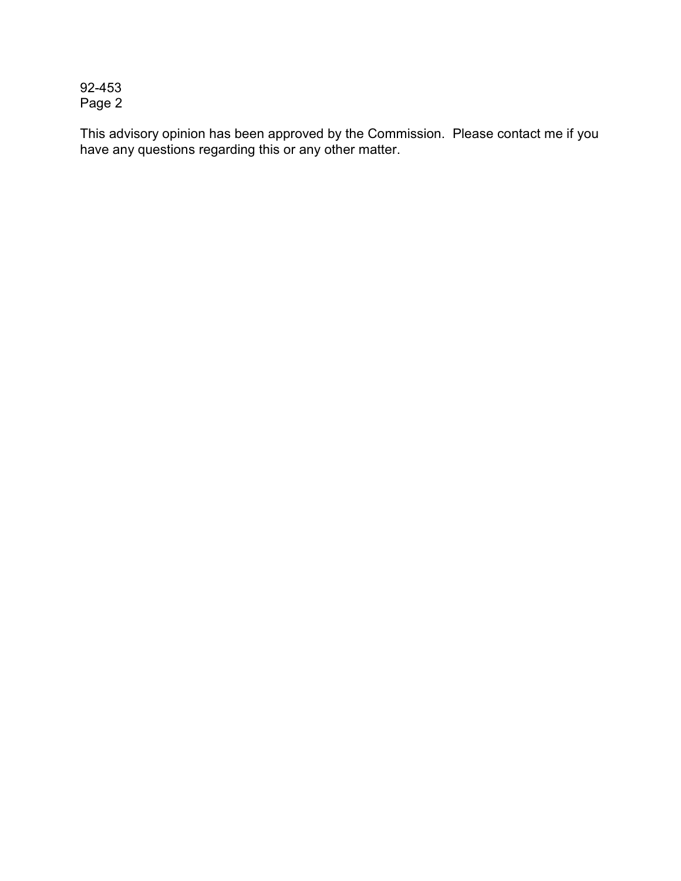This advisory opinion has been approved by the Commission. Please contact me if you have any questions regarding this or any other matter.